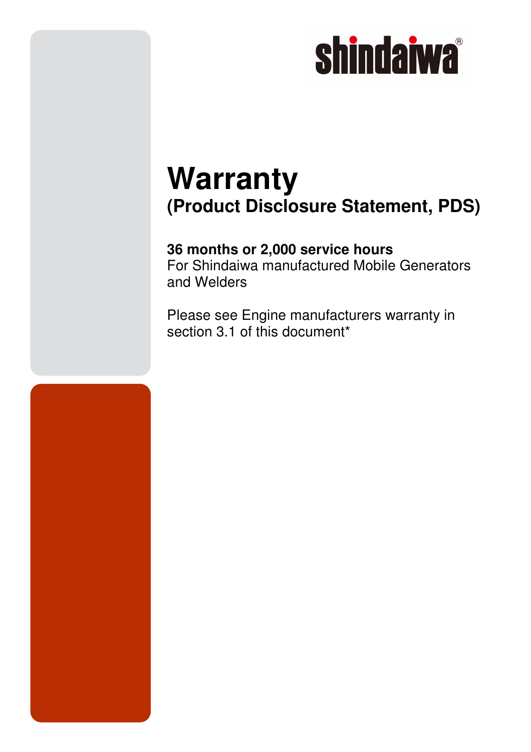shindaiwa®

# Warranty

## (Product Disclosure Statement, PDS)

**36 months or 2,000 service hours**
For Shindaiwa manufactured Mobile Generators and Welders

Please see Engine manufacturers warranty in section 3.1 of this document*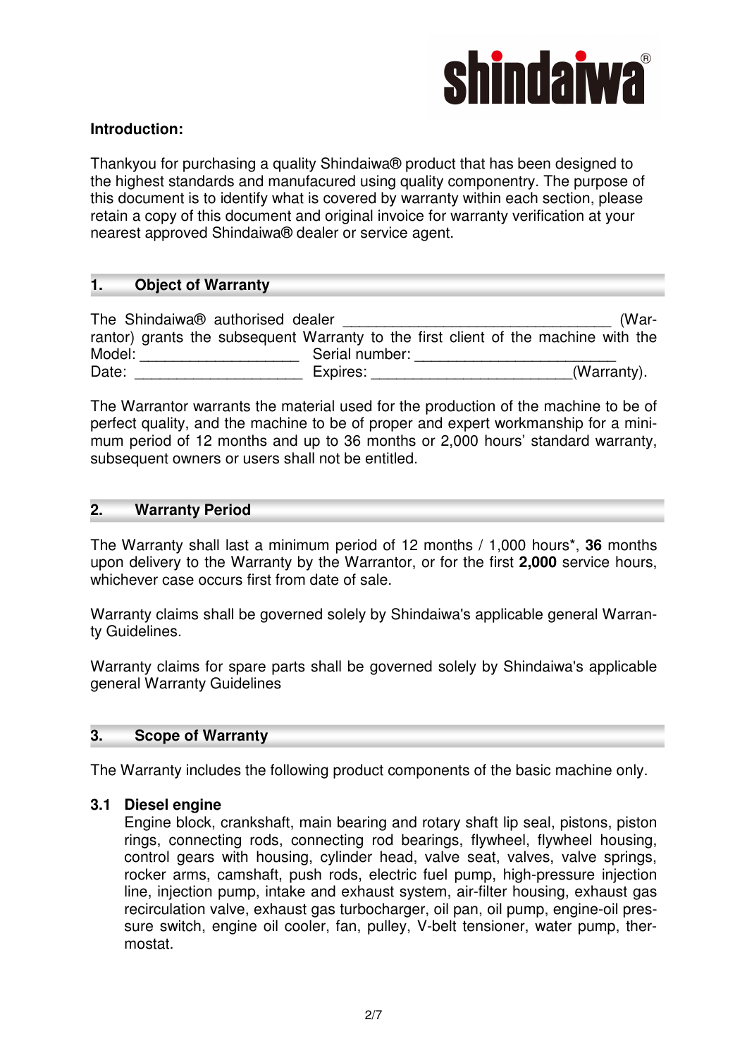## Introduction:

Thankyou for purchasing a quality Shindaiwa® product that has been designed to the highest standards and manufacured using quality componentry. The purpose of this document is to identify what is covered by warranty within each section, please retain a copy of this document and original invoice for warranty verification at your nearest approved Shindaiwa® dealer or service agent.

## 1. Object of Warranty

The Shindaiwa® authorised dealer ________________________________ (Warrantor) grants the subsequent Warranty to the first client of the machine with the
Model: ___________________ Serial number: ________________________
Date: ____________________ Expires: ________________________(Warranty).

The Warrantor warrants the material used for the production of the machine to be of perfect quality, and the machine to be of proper and expert workmanship for a minimum period of 12 months and up to 36 months or 2,000 hours' standard warranty, subsequent owners or users shall not be entitled.

## 2. Warranty Period

The Warranty shall last a minimum period of 12 months / 1,000 hours*, **36** months upon delivery to the Warranty by the Warrantor, or for the first **2,000** service hours, whichever case occurs first from date of sale.

Warranty claims shall be governed solely by Shindaiwa's applicable general Warranty Guidelines.

Warranty claims for spare parts shall be governed solely by Shindaiwa's applicable general Warranty Guidelines

## 3. Scope of Warranty

The Warranty includes the following product components of the basic machine only.

### 3.1 Diesel engine

Engine block, crankshaft, main bearing and rotary shaft lip seal, pistons, piston rings, connecting rods, connecting rod bearings, flywheel, flywheel housing, control gears with housing, cylinder head, valve seat, valves, valve springs, rocker arms, camshaft, push rods, electric fuel pump, high-pressure injection line, injection pump, intake and exhaust system, air-filter housing, exhaust gas recirculation valve, exhaust gas turbocharger, oil pan, oil pump, engine-oil pressure switch, engine oil cooler, fan, pulley, V-belt tensioner, water pump, thermostat.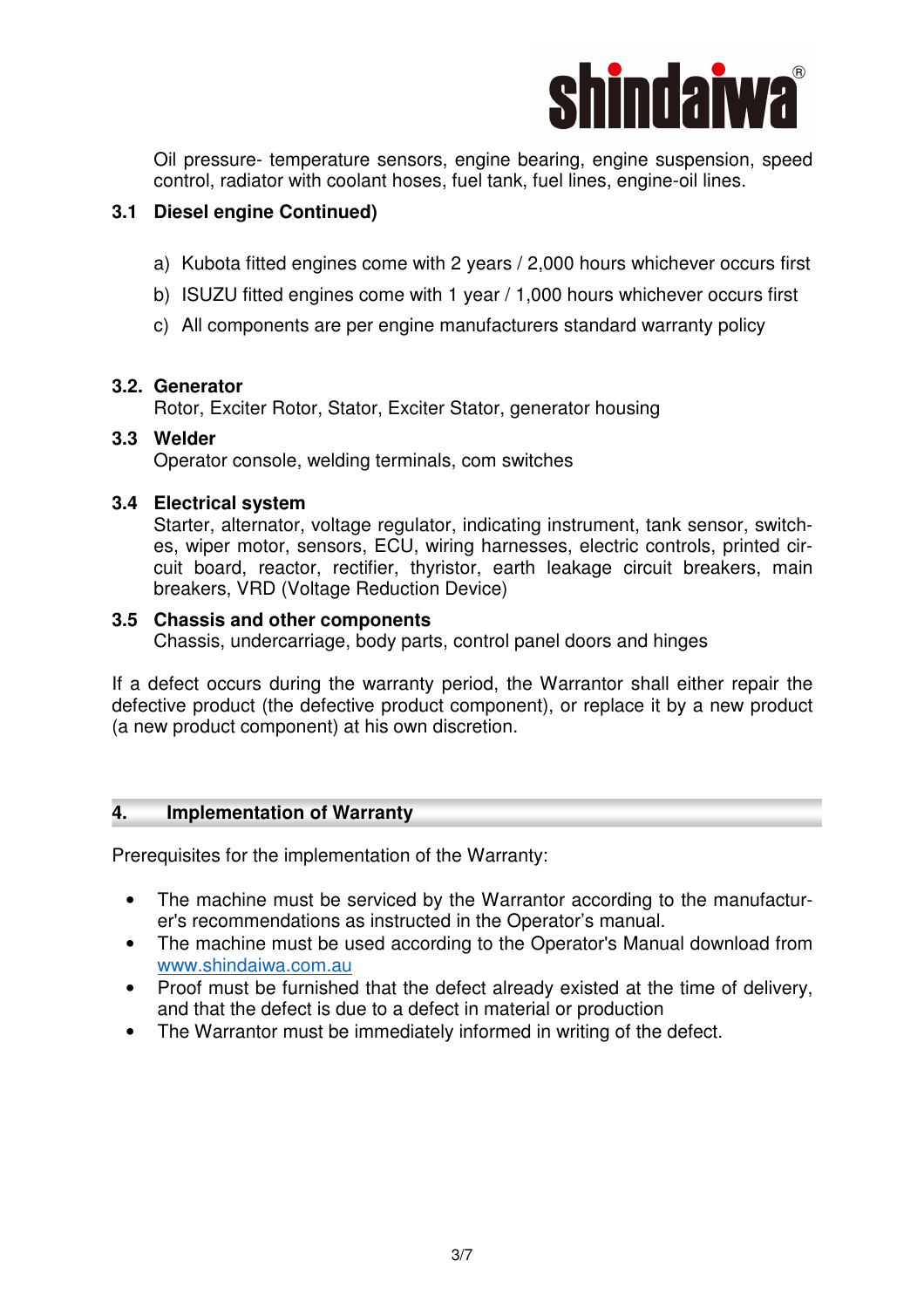Oil pressure- temperature sensors, engine bearing, engine suspension, speed control, radiator with coolant hoses, fuel tank, fuel lines, engine-oil lines.

### 3.1 Diesel engine Continued)

a) Kubota fitted engines come with 2 years / 2,000 hours whichever occurs first

b) ISUZU fitted engines come with 1 year / 1,000 hours whichever occurs first

c) All components are per engine manufacturers standard warranty policy

### 3.2. Generator

Rotor, Exciter Rotor, Stator, Exciter Stator, generator housing

### 3.3 Welder

Operator console, welding terminals, com switches

### 3.4 Electrical system

Starter, alternator, voltage regulator, indicating instrument, tank sensor, switches, wiper motor, sensors, ECU, wiring harnesses, electric controls, printed circuit board, reactor, rectifier, thyristor, earth leakage circuit breakers, main breakers, VRD (Voltage Reduction Device)

### 3.5 Chassis and other components

Chassis, undercarriage, body parts, control panel doors and hinges

If a defect occurs during the warranty period, the Warrantor shall either repair the defective product (the defective product component), or replace it by a new product (a new product component) at his own discretion.

## 4. Implementation of Warranty

Prerequisites for the implementation of the Warranty:

- The machine must be serviced by the Warrantor according to the manufacturer's recommendations as instructed in the Operator's manual.
- The machine must be used according to the Operator's Manual download from www.shindaiwa.com.au
- Proof must be furnished that the defect already existed at the time of delivery, and that the defect is due to a defect in material or production
- The Warrantor must be immediately informed in writing of the defect.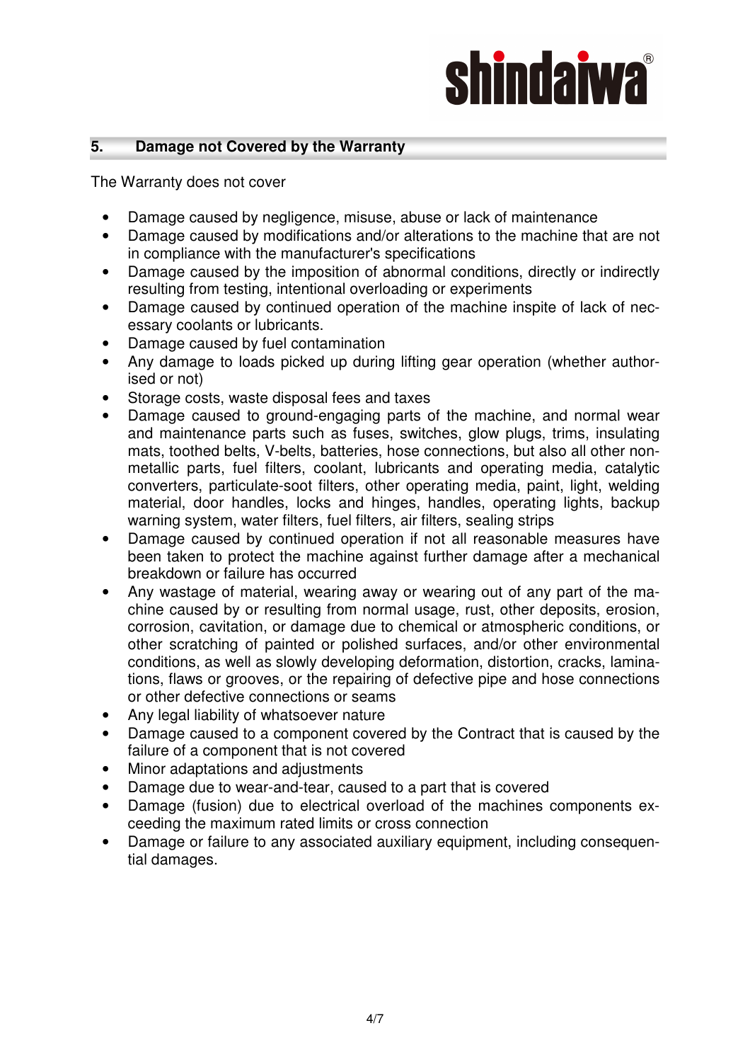## 5. Damage not Covered by the Warranty

The Warranty does not cover

- Damage caused by negligence, misuse, abuse or lack of maintenance
- Damage caused by modifications and/or alterations to the machine that are not in compliance with the manufacturer's specifications
- Damage caused by the imposition of abnormal conditions, directly or indirectly resulting from testing, intentional overloading or experiments
- Damage caused by continued operation of the machine inspite of lack of necessary coolants or lubricants.
- Damage caused by fuel contamination
- Any damage to loads picked up during lifting gear operation (whether authorised or not)
- Storage costs, waste disposal fees and taxes
- Damage caused to ground-engaging parts of the machine, and normal wear and maintenance parts such as fuses, switches, glow plugs, trims, insulating mats, toothed belts, V-belts, batteries, hose connections, but also all other non-metallic parts, fuel filters, coolant, lubricants and operating media, catalytic converters, particulate-soot filters, other operating media, paint, light, welding material, door handles, locks and hinges, handles, operating lights, backup warning system, water filters, fuel filters, air filters, sealing strips
- Damage caused by continued operation if not all reasonable measures have been taken to protect the machine against further damage after a mechanical breakdown or failure has occurred
- Any wastage of material, wearing away or wearing out of any part of the machine caused by or resulting from normal usage, rust, other deposits, erosion, corrosion, cavitation, or damage due to chemical or atmospheric conditions, or other scratching of painted or polished surfaces, and/or other environmental conditions, as well as slowly developing deformation, distortion, cracks, laminations, flaws or grooves, or the repairing of defective pipe and hose connections or other defective connections or seams
- Any legal liability of whatsoever nature
- Damage caused to a component covered by the Contract that is caused by the failure of a component that is not covered
- Minor adaptations and adjustments
- Damage due to wear-and-tear, caused to a part that is covered
- Damage (fusion) due to electrical overload of the machines components exceeding the maximum rated limits or cross connection
- Damage or failure to any associated auxiliary equipment, including consequential damages.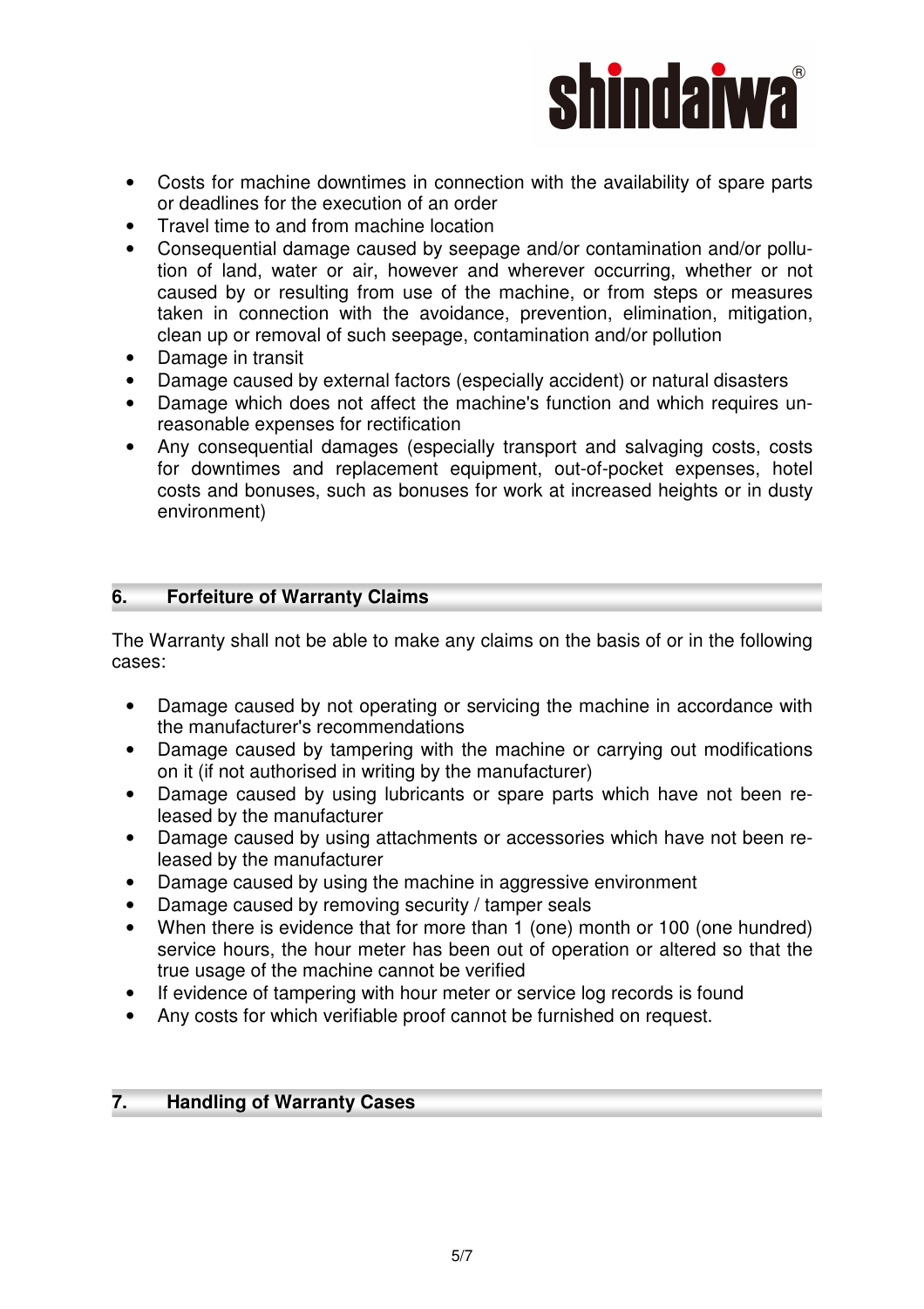- Costs for machine downtimes in connection with the availability of spare parts or deadlines for the execution of an order
- Travel time to and from machine location
- Consequential damage caused by seepage and/or contamination and/or pollution of land, water or air, however and wherever occurring, whether or not caused by or resulting from use of the machine, or from steps or measures taken in connection with the avoidance, prevention, elimination, mitigation, clean up or removal of such seepage, contamination and/or pollution
- Damage in transit
- Damage caused by external factors (especially accident) or natural disasters
- Damage which does not affect the machine's function and which requires unreasonable expenses for rectification
- Any consequential damages (especially transport and salvaging costs, costs for downtimes and replacement equipment, out-of-pocket expenses, hotel costs and bonuses, such as bonuses for work at increased heights or in dusty environment)

## 6. Forfeiture of Warranty Claims

The Warranty shall not be able to make any claims on the basis of or in the following cases:

- Damage caused by not operating or servicing the machine in accordance with the manufacturer's recommendations
- Damage caused by tampering with the machine or carrying out modifications on it (if not authorised in writing by the manufacturer)
- Damage caused by using lubricants or spare parts which have not been released by the manufacturer
- Damage caused by using attachments or accessories which have not been released by the manufacturer
- Damage caused by using the machine in aggressive environment
- Damage caused by removing security / tamper seals
- When there is evidence that for more than 1 (one) month or 100 (one hundred) service hours, the hour meter has been out of operation or altered so that the true usage of the machine cannot be verified
- If evidence of tampering with hour meter or service log records is found
- Any costs for which verifiable proof cannot be furnished on request.

## 7. Handling of Warranty Cases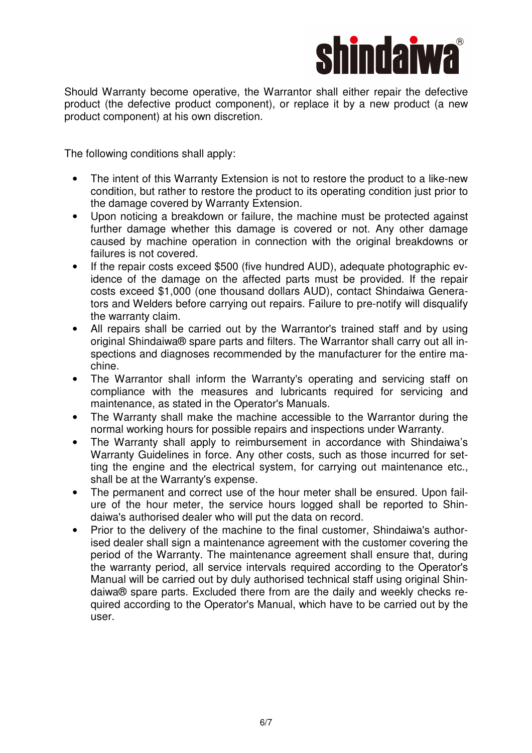Should Warranty become operative, the Warrantor shall either repair the defective product (the defective product component), or replace it by a new product (a new product component) at his own discretion.

The following conditions shall apply:

- The intent of this Warranty Extension is not to restore the product to a like-new condition, but rather to restore the product to its operating condition just prior to the damage covered by Warranty Extension.
- Upon noticing a breakdown or failure, the machine must be protected against further damage whether this damage is covered or not. Any other damage caused by machine operation in connection with the original breakdowns or failures is not covered.
- If the repair costs exceed $500 (five hundred AUD), adequate photographic evidence of the damage on the affected parts must be provided. If the repair costs exceed $1,000 (one thousand dollars AUD), contact Shindaiwa Generators and Welders before carrying out repairs. Failure to pre-notify will disqualify the warranty claim.
- All repairs shall be carried out by the Warrantor's trained staff and by using original Shindaiwa® spare parts and filters. The Warrantor shall carry out all inspections and diagnoses recommended by the manufacturer for the entire machine.
- The Warrantor shall inform the Warranty's operating and servicing staff on compliance with the measures and lubricants required for servicing and maintenance, as stated in the Operator's Manuals.
- The Warranty shall make the machine accessible to the Warrantor during the normal working hours for possible repairs and inspections under Warranty.
- The Warranty shall apply to reimbursement in accordance with Shindaiwa's Warranty Guidelines in force. Any other costs, such as those incurred for setting the engine and the electrical system, for carrying out maintenance etc., shall be at the Warranty's expense.
- The permanent and correct use of the hour meter shall be ensured. Upon failure of the hour meter, the service hours logged shall be reported to Shindaiwa's authorised dealer who will put the data on record.
- Prior to the delivery of the machine to the final customer, Shindaiwa's authorised dealer shall sign a maintenance agreement with the customer covering the period of the Warranty. The maintenance agreement shall ensure that, during the warranty period, all service intervals required according to the Operator's Manual will be carried out by duly authorised technical staff using original Shindaiwa® spare parts. Excluded there from are the daily and weekly checks required according to the Operator's Manual, which have to be carried out by the user.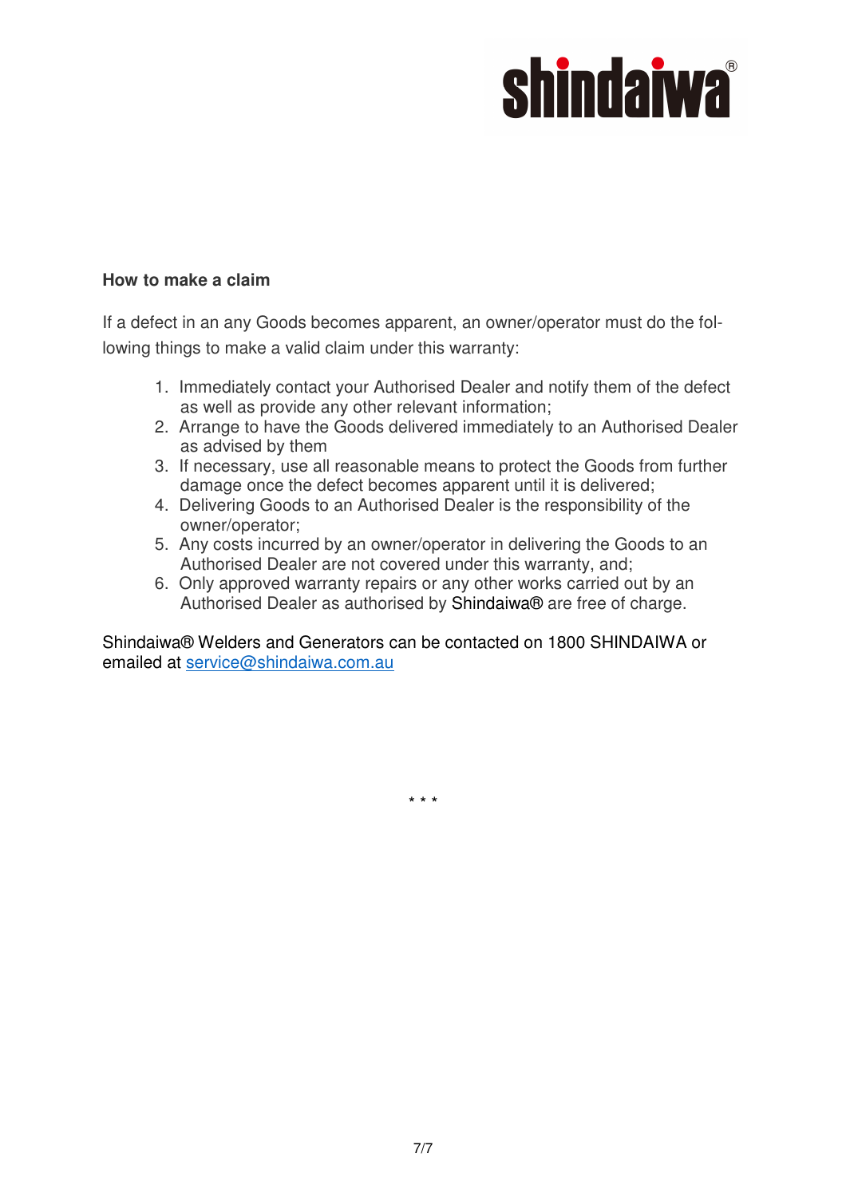**How to make a claim**

If a defect in an any Goods becomes apparent, an owner/operator must do the following things to make a valid claim under this warranty:

1. Immediately contact your Authorised Dealer and notify them of the defect as well as provide any other relevant information;
2. Arrange to have the Goods delivered immediately to an Authorised Dealer as advised by them
3. If necessary, use all reasonable means to protect the Goods from further damage once the defect becomes apparent until it is delivered;
4. Delivering Goods to an Authorised Dealer is the responsibility of the owner/operator;
5. Any costs incurred by an owner/operator in delivering the Goods to an Authorised Dealer are not covered under this warranty, and;
6. Only approved warranty repairs or any other works carried out by an Authorised Dealer as authorised by Shindaiwa® are free of charge.

Shindaiwa® Welders and Generators can be contacted on 1800 SHINDAIWA or emailed at service@shindaiwa.com.au

* * *